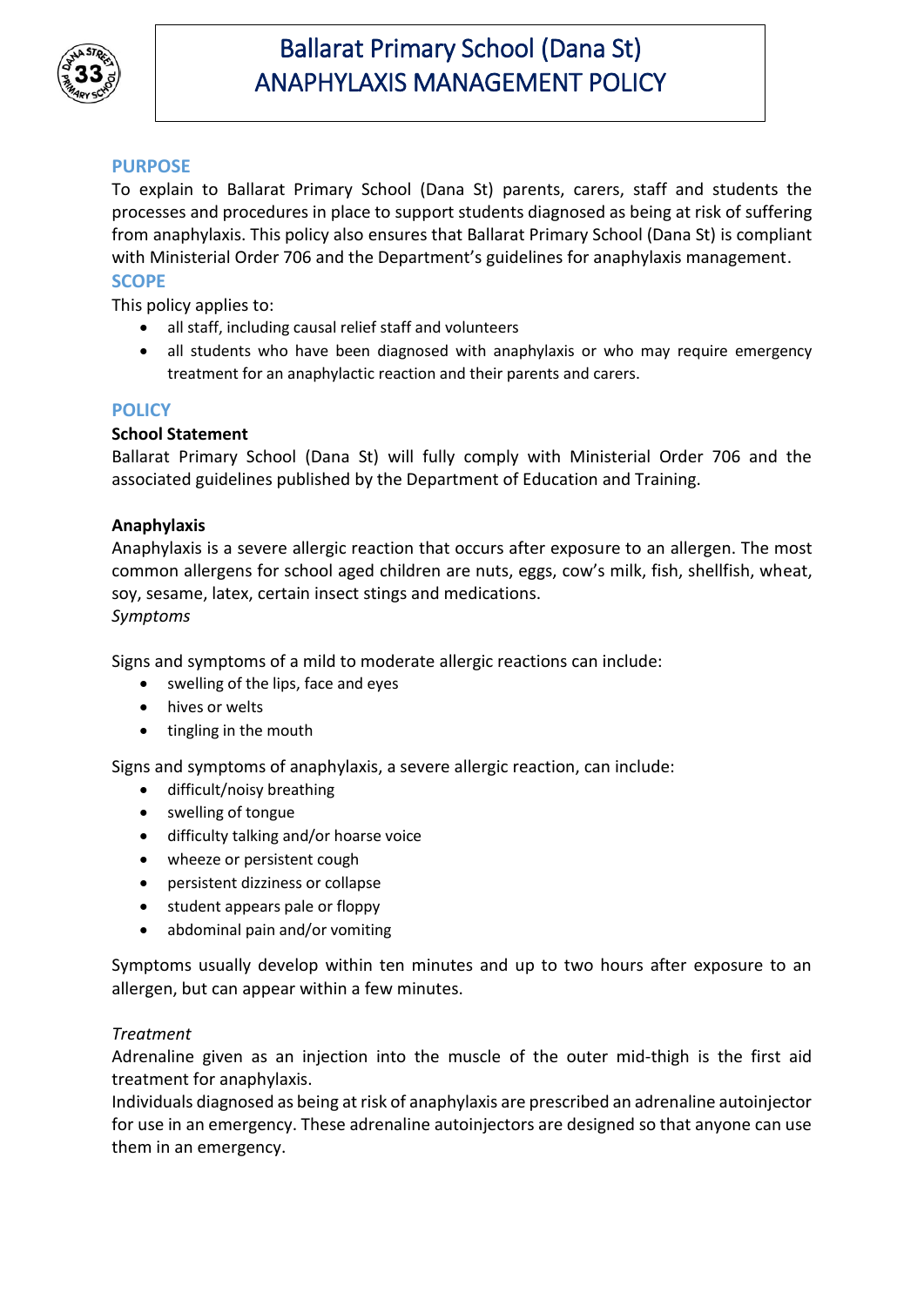# Ballarat Primary School (Dana St)
# ANAPHYLAXIS MANAGEMENT POLICY

## PURPOSE

To explain to Ballarat Primary School (Dana St) parents, carers, staff and students the processes and procedures in place to support students diagnosed as being at risk of suffering from anaphylaxis. This policy also ensures that Ballarat Primary School (Dana St) is compliant with Ministerial Order 706 and the Department's guidelines for anaphylaxis management.

## SCOPE

This policy applies to:

- all staff, including causal relief staff and volunteers
- all students who have been diagnosed with anaphylaxis or who may require emergency treatment for an anaphylactic reaction and their parents and carers.

## POLICY

**School Statement**

Ballarat Primary School (Dana St) will fully comply with Ministerial Order 706 and the associated guidelines published by the Department of Education and Training.

**Anaphylaxis**

Anaphylaxis is a severe allergic reaction that occurs after exposure to an allergen. The most common allergens for school aged children are nuts, eggs, cow's milk, fish, shellfish, wheat, soy, sesame, latex, certain insect stings and medications.

*Symptoms*

Signs and symptoms of a mild to moderate allergic reactions can include:

- swelling of the lips, face and eyes
- hives or welts
- tingling in the mouth

Signs and symptoms of anaphylaxis, a severe allergic reaction, can include:

- difficult/noisy breathing
- swelling of tongue
- difficulty talking and/or hoarse voice
- wheeze or persistent cough
- persistent dizziness or collapse
- student appears pale or floppy
- abdominal pain and/or vomiting

Symptoms usually develop within ten minutes and up to two hours after exposure to an allergen, but can appear within a few minutes.

*Treatment*

Adrenaline given as an injection into the muscle of the outer mid-thigh is the first aid treatment for anaphylaxis.

Individuals diagnosed as being at risk of anaphylaxis are prescribed an adrenaline autoinjector for use in an emergency. These adrenaline autoinjectors are designed so that anyone can use them in an emergency.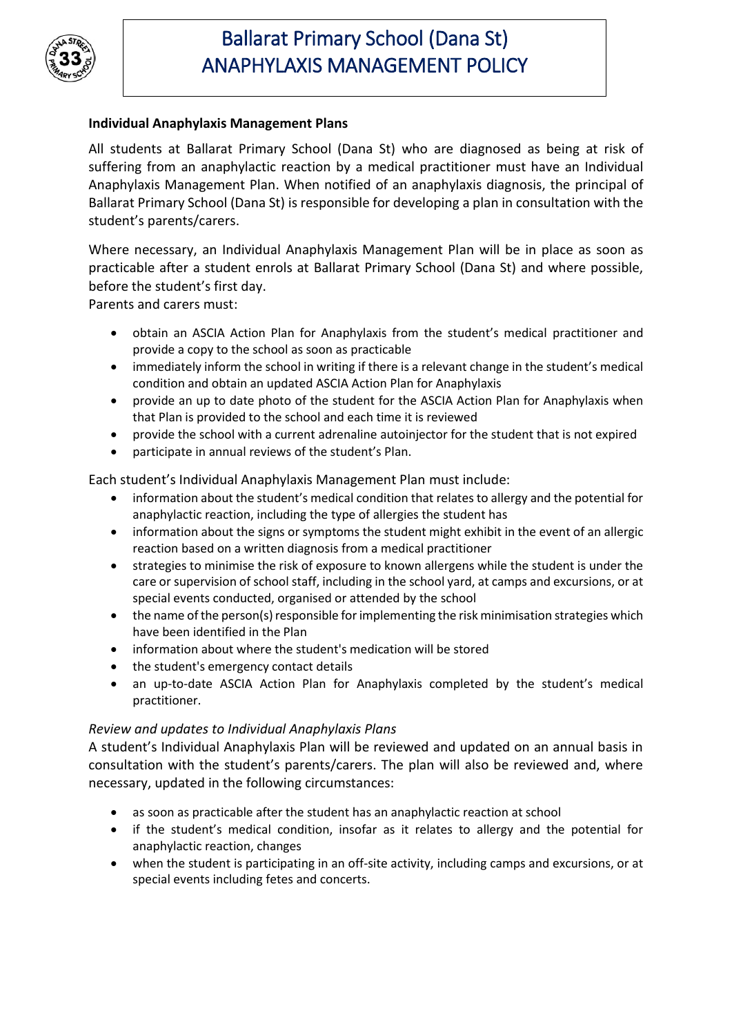**Individual Anaphylaxis Management Plans**

All students at Ballarat Primary School (Dana St) who are diagnosed as being at risk of suffering from an anaphylactic reaction by a medical practitioner must have an Individual Anaphylaxis Management Plan. When notified of an anaphylaxis diagnosis, the principal of Ballarat Primary School (Dana St) is responsible for developing a plan in consultation with the student's parents/carers.

Where necessary, an Individual Anaphylaxis Management Plan will be in place as soon as practicable after a student enrols at Ballarat Primary School (Dana St) and where possible, before the student's first day.

Parents and carers must:

- obtain an ASCIA Action Plan for Anaphylaxis from the student's medical practitioner and provide a copy to the school as soon as practicable
- immediately inform the school in writing if there is a relevant change in the student's medical condition and obtain an updated ASCIA Action Plan for Anaphylaxis
- provide an up to date photo of the student for the ASCIA Action Plan for Anaphylaxis when that Plan is provided to the school and each time it is reviewed
- provide the school with a current adrenaline autoinjector for the student that is not expired
- participate in annual reviews of the student's Plan.

Each student's Individual Anaphylaxis Management Plan must include:

- information about the student's medical condition that relates to allergy and the potential for anaphylactic reaction, including the type of allergies the student has
- information about the signs or symptoms the student might exhibit in the event of an allergic reaction based on a written diagnosis from a medical practitioner
- strategies to minimise the risk of exposure to known allergens while the student is under the care or supervision of school staff, including in the school yard, at camps and excursions, or at special events conducted, organised or attended by the school
- the name of the person(s) responsible for implementing the risk minimisation strategies which have been identified in the Plan
- information about where the student's medication will be stored
- the student's emergency contact details
- an up-to-date ASCIA Action Plan for Anaphylaxis completed by the student's medical practitioner.

*Review and updates to Individual Anaphylaxis Plans*

A student's Individual Anaphylaxis Plan will be reviewed and updated on an annual basis in consultation with the student's parents/carers. The plan will also be reviewed and, where necessary, updated in the following circumstances:

- as soon as practicable after the student has an anaphylactic reaction at school
- if the student's medical condition, insofar as it relates to allergy and the potential for anaphylactic reaction, changes
- when the student is participating in an off-site activity, including camps and excursions, or at special events including fetes and concerts.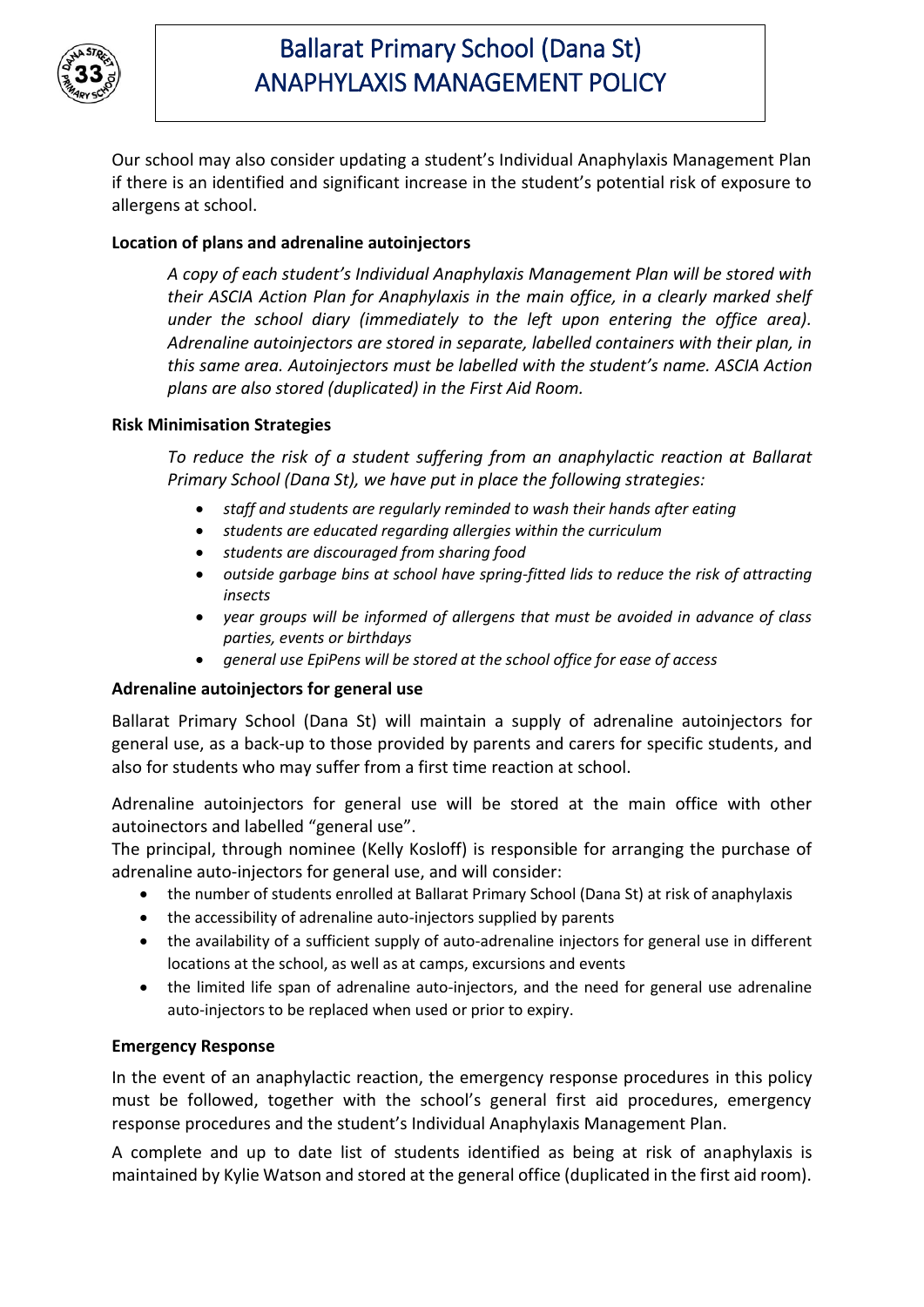Our school may also consider updating a student's Individual Anaphylaxis Management Plan if there is an identified and significant increase in the student's potential risk of exposure to allergens at school.

**Location of plans and adrenaline autoinjectors**

*A copy of each student's Individual Anaphylaxis Management Plan will be stored with their ASCIA Action Plan for Anaphylaxis in the main office, in a clearly marked shelf under the school diary (immediately to the left upon entering the office area). Adrenaline autoinjectors are stored in separate, labelled containers with their plan, in this same area. Autoinjectors must be labelled with the student's name. ASCIA Action plans are also stored (duplicated) in the First Aid Room.*

**Risk Minimisation Strategies**

*To reduce the risk of a student suffering from an anaphylactic reaction at Ballarat Primary School (Dana St), we have put in place the following strategies:*

- *staff and students are regularly reminded to wash their hands after eating*
- *students are educated regarding allergies within the curriculum*
- *students are discouraged from sharing food*
- *outside garbage bins at school have spring-fitted lids to reduce the risk of attracting insects*
- *year groups will be informed of allergens that must be avoided in advance of class parties, events or birthdays*
- *general use EpiPens will be stored at the school office for ease of access*

**Adrenaline autoinjectors for general use**

Ballarat Primary School (Dana St) will maintain a supply of adrenaline autoinjectors for general use, as a back-up to those provided by parents and carers for specific students, and also for students who may suffer from a first time reaction at school.

Adrenaline autoinjectors for general use will be stored at the main office with other autoinectors and labelled "general use".

The principal, through nominee (Kelly Kosloff) is responsible for arranging the purchase of adrenaline auto-injectors for general use, and will consider:

- the number of students enrolled at Ballarat Primary School (Dana St) at risk of anaphylaxis
- the accessibility of adrenaline auto-injectors supplied by parents
- the availability of a sufficient supply of auto-adrenaline injectors for general use in different locations at the school, as well as at camps, excursions and events
- the limited life span of adrenaline auto-injectors, and the need for general use adrenaline auto-injectors to be replaced when used or prior to expiry.

**Emergency Response**

In the event of an anaphylactic reaction, the emergency response procedures in this policy must be followed, together with the school's general first aid procedures, emergency response procedures and the student's Individual Anaphylaxis Management Plan.

A complete and up to date list of students identified as being at risk of anaphylaxis is maintained by Kylie Watson and stored at the general office (duplicated in the first aid room).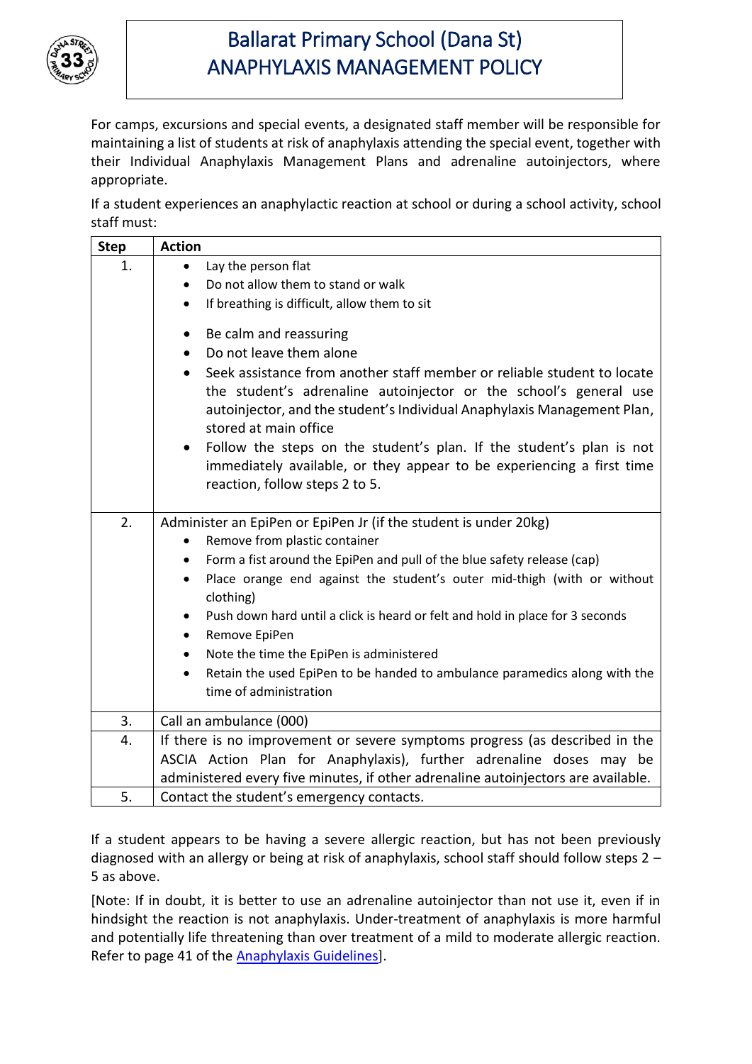For camps, excursions and special events, a designated staff member will be responsible for maintaining a list of students at risk of anaphylaxis attending the special event, together with their Individual Anaphylaxis Management Plans and adrenaline autoinjectors, where appropriate.

If a student experiences an anaphylactic reaction at school or during a school activity, school staff must:

| Step | Action |
|---|---|
| 1. | • Lay the person flat<br>• Do not allow them to stand or walk<br>• If breathing is difficult, allow them to sit<br>• Be calm and reassuring<br>• Do not leave them alone<br>• Seek assistance from another staff member or reliable student to locate the student's adrenaline autoinjector or the school's general use autoinjector, and the student's Individual Anaphylaxis Management Plan, stored at main office<br>• Follow the steps on the student's plan. If the student's plan is not immediately available, or they appear to be experiencing a first time reaction, follow steps 2 to 5. |
| 2. | Administer an EpiPen or EpiPen Jr (if the student is under 20kg)<br>• Remove from plastic container<br>• Form a fist around the EpiPen and pull of the blue safety release (cap)<br>• Place orange end against the student's outer mid-thigh (with or without clothing)<br>• Push down hard until a click is heard or felt and hold in place for 3 seconds<br>• Remove EpiPen<br>• Note the time the EpiPen is administered<br>• Retain the used EpiPen to be handed to ambulance paramedics along with the time of administration |
| 3. | Call an ambulance (000) |
| 4. | If there is no improvement or severe symptoms progress (as described in the ASCIA Action Plan for Anaphylaxis), further adrenaline doses may be administered every five minutes, if other adrenaline autoinjectors are available. |
| 5. | Contact the student's emergency contacts. |

If a student appears to be having a severe allergic reaction, but has not been previously diagnosed with an allergy or being at risk of anaphylaxis, school staff should follow steps 2 – 5 as above.

[Note: If in doubt, it is better to use an adrenaline autoinjector than not use it, even if in hindsight the reaction is not anaphylaxis. Under-treatment of anaphylaxis is more harmful and potentially life threatening than over treatment of a mild to moderate allergic reaction. Refer to page 41 of the Anaphylaxis Guidelines].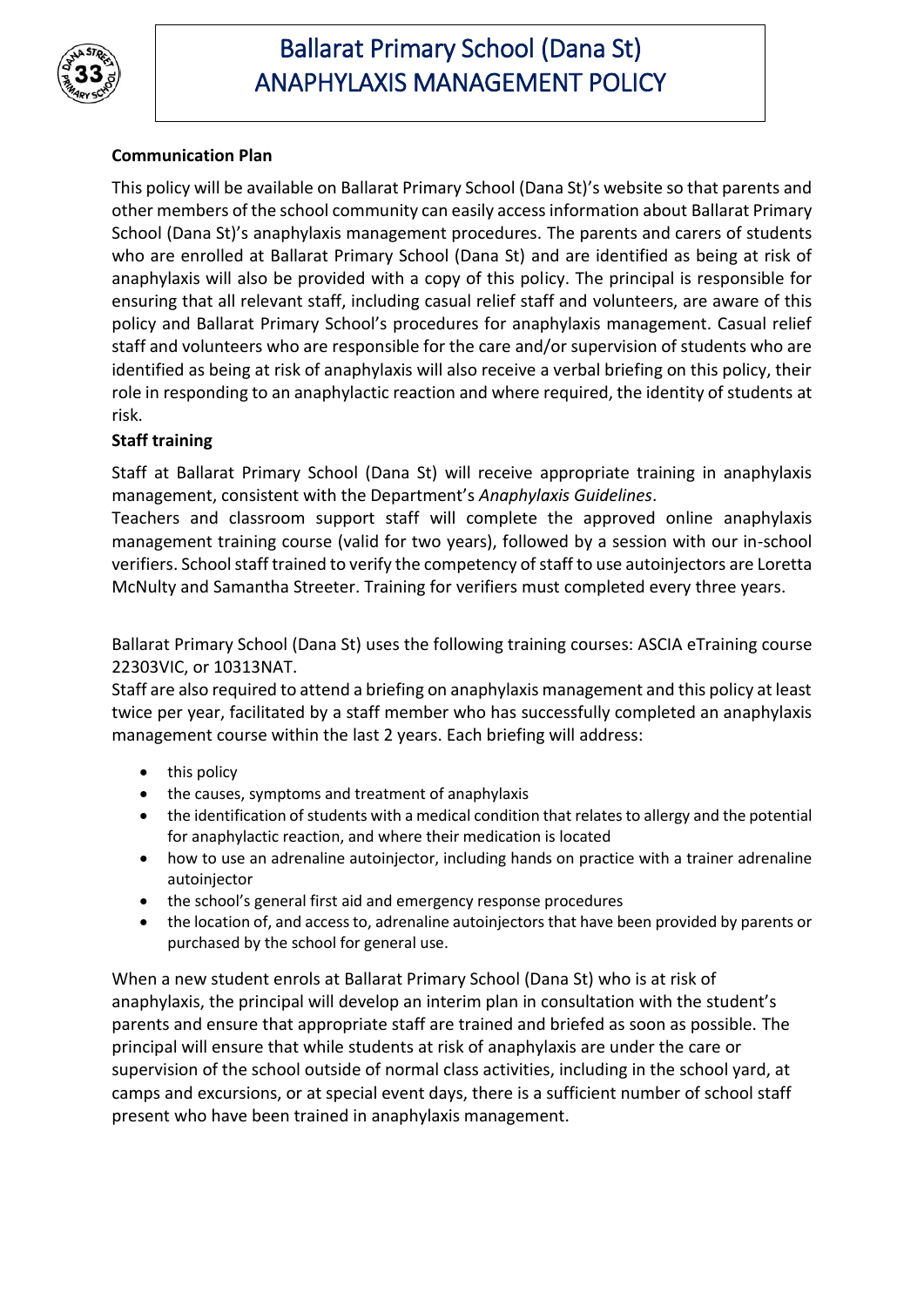**Communication Plan**

This policy will be available on Ballarat Primary School (Dana St)'s website so that parents and other members of the school community can easily access information about Ballarat Primary School (Dana St)'s anaphylaxis management procedures. The parents and carers of students who are enrolled at Ballarat Primary School (Dana St) and are identified as being at risk of anaphylaxis will also be provided with a copy of this policy. The principal is responsible for ensuring that all relevant staff, including casual relief staff and volunteers, are aware of this policy and Ballarat Primary School's procedures for anaphylaxis management. Casual relief staff and volunteers who are responsible for the care and/or supervision of students who are identified as being at risk of anaphylaxis will also receive a verbal briefing on this policy, their role in responding to an anaphylactic reaction and where required, the identity of students at risk.

**Staff training**

Staff at Ballarat Primary School (Dana St) will receive appropriate training in anaphylaxis management, consistent with the Department's *Anaphylaxis Guidelines*.

Teachers and classroom support staff will complete the approved online anaphylaxis management training course (valid for two years), followed by a session with our in-school verifiers. School staff trained to verify the competency of staff to use autoinjectors are Loretta McNulty and Samantha Streeter. Training for verifiers must completed every three years.

Ballarat Primary School (Dana St) uses the following training courses: ASCIA eTraining course 22303VIC, or 10313NAT.

Staff are also required to attend a briefing on anaphylaxis management and this policy at least twice per year, facilitated by a staff member who has successfully completed an anaphylaxis management course within the last 2 years. Each briefing will address:

- this policy
- the causes, symptoms and treatment of anaphylaxis
- the identification of students with a medical condition that relates to allergy and the potential for anaphylactic reaction, and where their medication is located
- how to use an adrenaline autoinjector, including hands on practice with a trainer adrenaline autoinjector
- the school's general first aid and emergency response procedures
- the location of, and access to, adrenaline autoinjectors that have been provided by parents or purchased by the school for general use.

When a new student enrols at Ballarat Primary School (Dana St) who is at risk of anaphylaxis, the principal will develop an interim plan in consultation with the student's parents and ensure that appropriate staff are trained and briefed as soon as possible. The principal will ensure that while students at risk of anaphylaxis are under the care or supervision of the school outside of normal class activities, including in the school yard, at camps and excursions, or at special event days, there is a sufficient number of school staff present who have been trained in anaphylaxis management.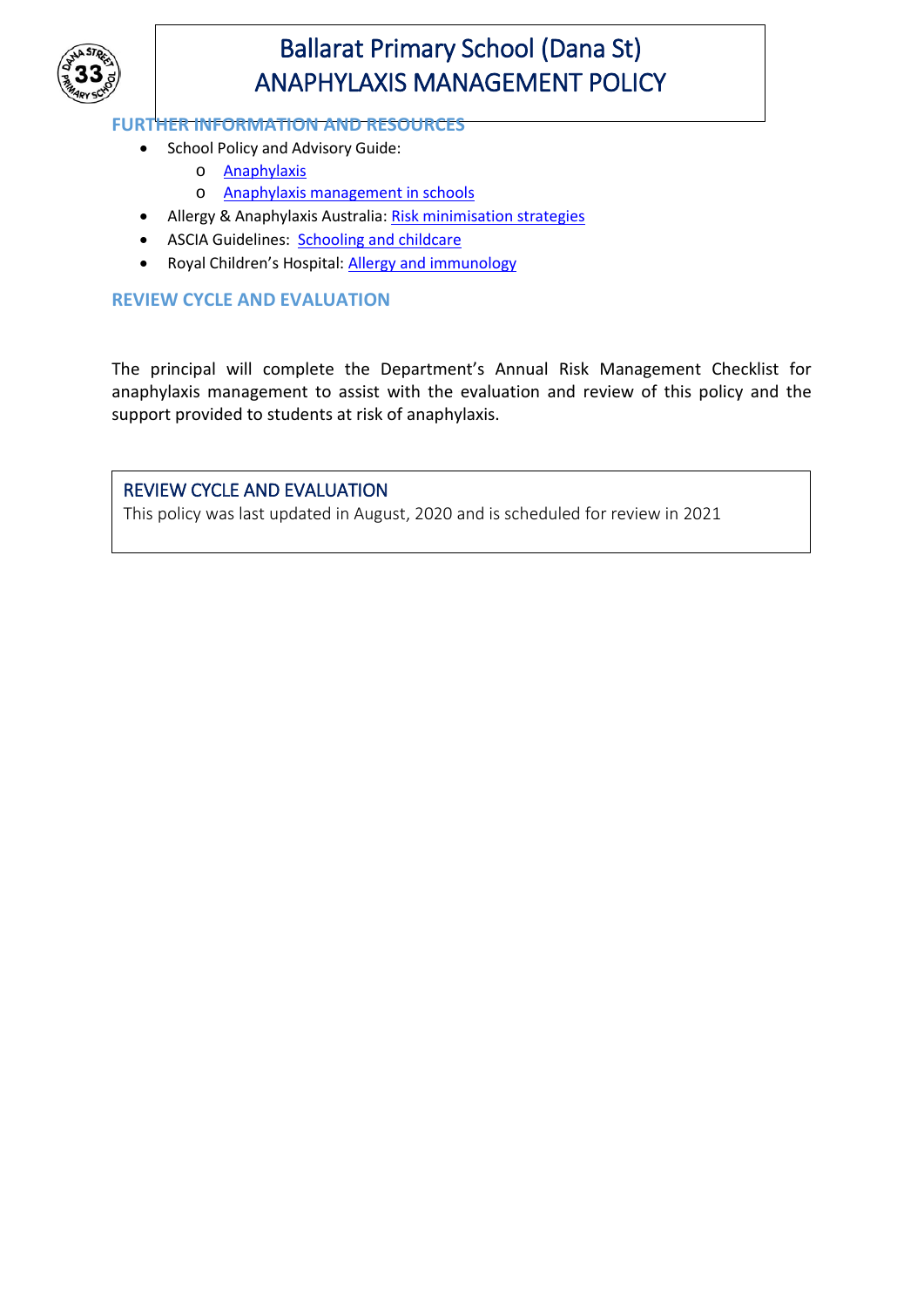## FURTHER INFORMATION AND RESOURCES

- School Policy and Advisory Guide:
  - Anaphylaxis
  - Anaphylaxis management in schools
- Allergy & Anaphylaxis Australia: Risk minimisation strategies
- ASCIA Guidelines: Schooling and childcare
- Royal Children's Hospital: Allergy and immunology

## REVIEW CYCLE AND EVALUATION

The principal will complete the Department's Annual Risk Management Checklist for anaphylaxis management to assist with the evaluation and review of this policy and the support provided to students at risk of anaphylaxis.

## REVIEW CYCLE AND EVALUATION

This policy was last updated in August, 2020 and is scheduled for review in 2021